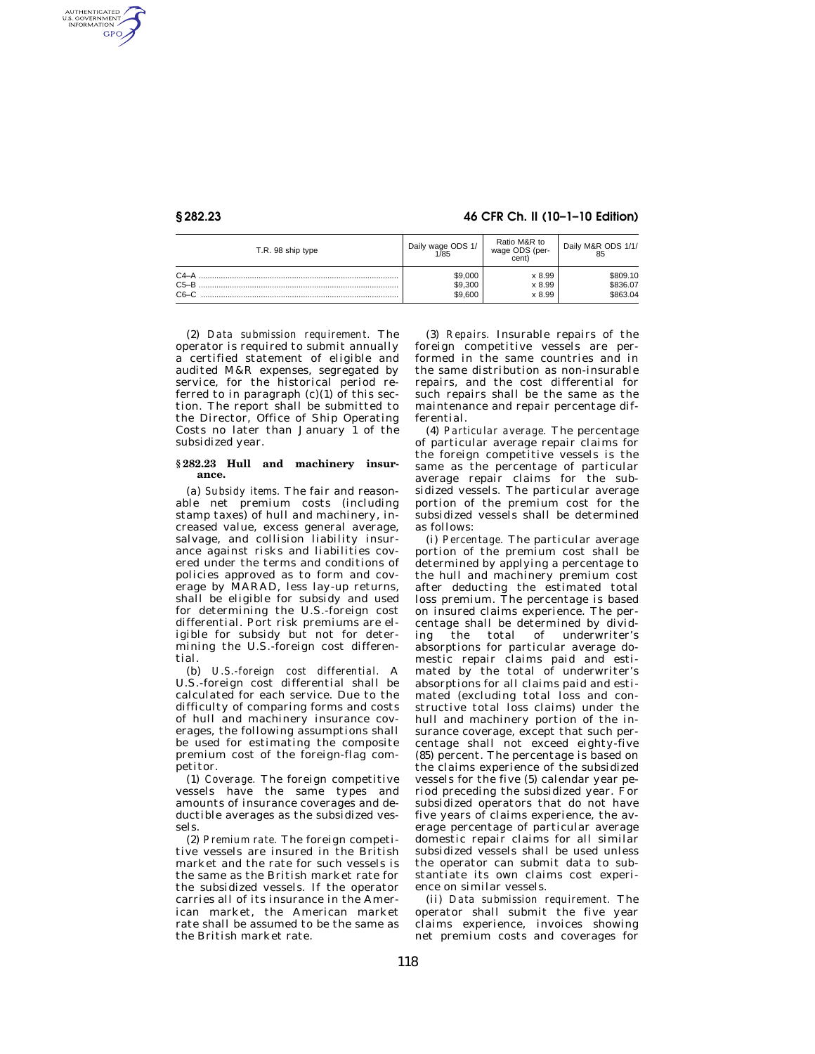| T.R. 98 ship type | Daily wage ODS 1/1/85 | Ratio M&R to wage ODS (percent) | Daily M&R ODS 1/1/85 |
|---|---|---|---|
| C4–A | $9,000 | x 8.99 | $809.10 |
| C5–B | $9,300 | x 8.99 | $836.07 |
| C6–C | $9,600 | x 8.99 | $863.04 |

(2) *Data submission requirement.* The operator is required to submit annually a certified statement of eligible and audited M&R expenses, segregated by service, for the historical period referred to in paragraph (c)(1) of this section. The report shall be submitted to the Director, Office of Ship Operating Costs no later than January 1 of the subsidized year.

### § 282.23 Hull and machinery insurance.

(a) *Subsidy items.* The fair and reasonable net premium costs (including stamp taxes) of hull and machinery, increased value, excess general average, salvage, and collision liability insurance against risks and liabilities covered under the terms and conditions of policies approved as to form and coverage by MARAD, less lay-up returns, shall be eligible for subsidy and used for determining the U.S.-foreign cost differential. Port risk premiums are eligible for subsidy but not for determining the U.S.-foreign cost differential.

(b) *U.S.-foreign cost differential.* A U.S.-foreign cost differential shall be calculated for each service. Due to the difficulty of comparing forms and costs of hull and machinery insurance coverages, the following assumptions shall be used for estimating the composite premium cost of the foreign-flag competitor.

(1) *Coverage.* The foreign competitive vessels have the same types and amounts of insurance coverages and deductible averages as the subsidized vessels.

(2) *Premium rate.* The foreign competitive vessels are insured in the British market and the rate for such vessels is the same as the British market rate for the subsidized vessels. If the operator carries all of its insurance in the American market, the American market rate shall be assumed to be the same as the British market rate.

(3) *Repairs.* Insurable repairs of the foreign competitive vessels are performed in the same countries and in the same distribution as non-insurable repairs, and the cost differential for such repairs shall be the same as the maintenance and repair percentage differential.

(4) *Particular average.* The percentage of particular average repair claims for the foreign competitive vessels is the same as the percentage of particular average repair claims for the subsidized vessels. The particular average portion of the premium cost for the subsidized vessels shall be determined as follows:

(i) *Percentage.* The particular average portion of the premium cost shall be determined by applying a percentage to the hull and machinery premium cost after deducting the estimated total loss premium. The percentage is based on insured claims experience. The percentage shall be determined by dividing the total of underwriter's absorptions for particular average domestic repair claims paid and estimated by the total of underwriter's absorptions for all claims paid and estimated (excluding total loss and constructive total loss claims) under the hull and machinery portion of the insurance coverage, except that such percentage shall not exceed eighty-five (85) percent. The percentage is based on the claims experience of the subsidized vessels for the five (5) calendar year period preceding the subsidized year. For subsidized operators that do not have five years of claims experience, the average percentage of particular average domestic repair claims for all similar subsidized vessels shall be used unless the operator can submit data to substantiate its own claims cost experience on similar vessels.

(ii) *Data submission requirement.* The operator shall submit the five year claims experience, invoices showing net premium costs and coverages for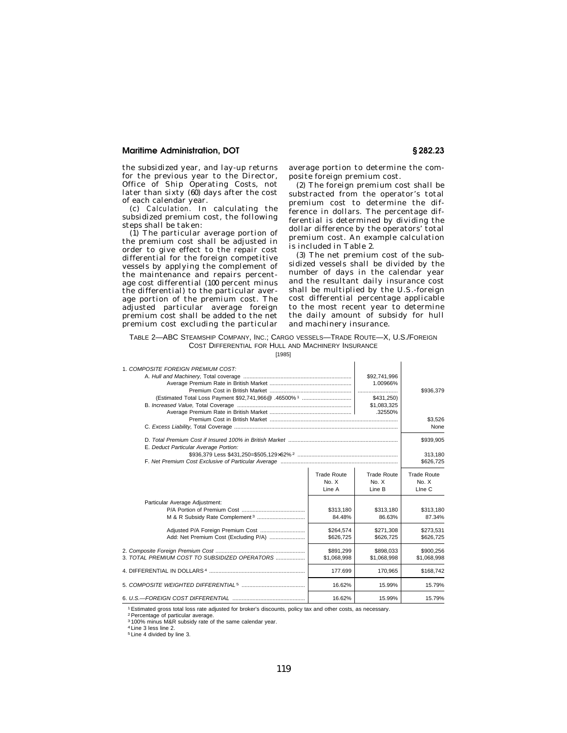the subsidized year, and lay-up returns for the previous year to the Director, Office of Ship Operating Costs, not later than sixty (60) days after the cost of each calendar year.

(c) *Calculation.* In calculating the subsidized premium cost, the following steps shall be taken:

(1) The particular average portion of the premium cost shall be adjusted in order to give effect to the repair cost differential for the foreign competitive vessels by applying the complement of the maintenance and repairs percentage cost differential (100 percent minus the differential) to the particular average portion of the premium cost. The adjusted particular average foreign premium cost shall be added to the net premium cost excluding the particular average portion to determine the composite foreign premium cost.

(2) The foreign premium cost shall be substracted from the operator's total premium cost to determine the difference in dollars. The percentage differential is determined by dividing the dollar difference by the operators' total premium cost. An example calculation is included in Table 2.

(3) The net premium cost of the subsidized vessels shall be divided by the number of days in the calendar year and the resultant daily insurance cost shall be multiplied by the U.S.-foreign cost differential percentage applicable to the most recent year to determine the daily amount of subsidy for hull and machinery insurance.

TABLE 2—ABC STEAMSHIP COMPANY, INC.; CARGO VESSELS—TRADE ROUTE—X, U.S./FOREIGN COST DIFFERENTIAL FOR HULL AND MACHINERY INSURANCE

[1985]

| | | | |
|---|---|---|---|
| 1. *COMPOSITE FOREIGN PREMIUM COST:* | | | |
| A. *Hull and Machinery,* Total coverage | | $92,741,996 | |
| Average Premium Rate in British Market | | 1.00966% | |
| Premium Cost in British Market | | | $936,379 |
| (Estimated Total Loss Payment $92,741,966@ .46500% [1] | | $431,250) | |
| B. *Increased Value,* Total Coverage | | $1,083,325 | |
| Average Premium Rate in British Market | | .32550% | |
| Premium Cost in British Market | | | $3,526 |
| C. *Excess Liability,* Total Coverage | | | None |
| D. *Total Premium Cost if Insured 100% in British Market* | | | $939,905 |
| E. *Deduct Particular Average Portion:* | | | |
| $936,379 Less $431,250=$505,129×62% [2] | | | 313,180 |
| F. *Net Premium Cost Exclusive of Particular Average* | | | $626,725 |
| | Trade Route No. X Line A | Trade Route No. X Line B | Trade Route No. X LIne C |
| Particular Average Adjustment: | | | |
| P/A Portion of Premium Cost | $313,180 | $313,180 | $313,180 |
| M & R Subsidy Rate Complement [3] | 84.48% | 86.63% | 87.34% |
| Adjusted P/A Foreign Premium Cost | $264,574 | $271,308 | $273,531 |
| Add: Net Premium Cost (Excluding P/A) | $626,725 | $626,725 | $626,725 |
| 2. *Composite Foreign Premium Cost* | $891,299 | $898,033 | $900,256 |
| 3. *TOTAL PREMIUM COST TO SUBSIDIZED OPERATORS* | $1,068,998 | $1,068,998 | $1,068,998 |
| 4. DIFFERENTIAL IN DOLLARS [4] | 177.699 | 170,965 | $168,742 |
| 5. *COMPOSITE WEIGHTED DIFFERENTIAL* [5] | 16.62% | 15.99% | 15.79% |
| 6. *U.S.—FOREIGN COST DIFFERENTIAL* | 16.62% | 15.99% | 15.79% |

[1] Estimated gross total loss rate adjusted for broker's discounts, policy tax and other costs, as necessary.

[2] Percentage of particular average.

[3] 100% minus M&R subsidy rate of the same calendar year.

[4] Line 3 less line 2.

[5] Line 4 divided by line 3.